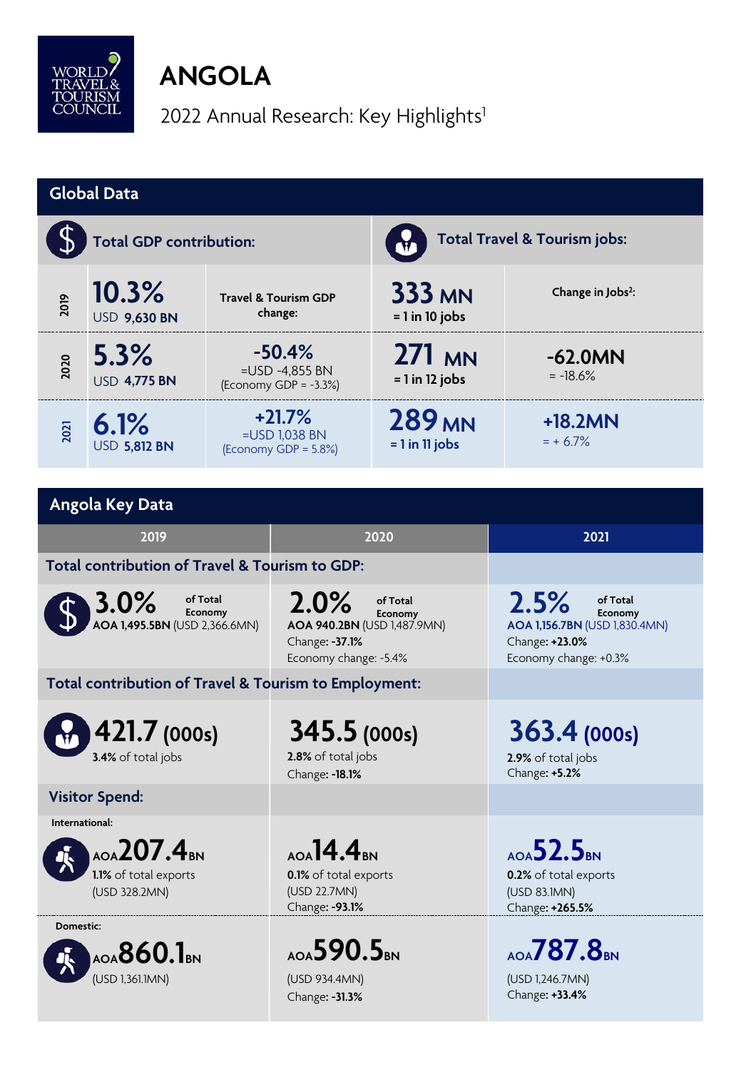# ANGOLA

2022 Annual Research: Key Highlights[1]

## Global Data

| | Total GDP contribution: | Travel & Tourism GDP change: | Total Travel & Tourism jobs: | Change in Jobs[2]: |
|---|---|---|---|---|
| 2019 | **10.3%** USD **9,630 BN** | | **333 MN** = 1 in 10 jobs | |
| 2020 | **5.3%** USD **4,775 BN** | **-50.4%** =USD -4,855 BN (Economy GDP = -3.3%) | **271 MN** = 1 in 12 jobs | **-62.0MN** = -18.6% |
| 2021 | **6.1%** USD **5,812 BN** | **+21.7%** =USD 1,038 BN (Economy GDP = 5.8%) | **289 MN** = 1 in 11 jobs | **+18.2MN** = + 6.7% |

## Angola Key Data

| | 2019 | 2020 | 2021 |
|---|---|---|---|
| **Total contribution of Travel & Tourism to GDP:** | **3.0%** of Total Economy<br>**AOA 1,495.5BN** (USD 2,366.6MN) | **2.0%** of Total Economy<br>**AOA 940.2BN** (USD 1,487.9MN)<br>Change: **-37.1%**<br>Economy change: -5.4% | **2.5%** of Total Economy<br>**AOA 1,156.7BN** (USD 1,830.4MN)<br>Change: **+23.0%**<br>Economy change: +0.3% |
| **Total contribution of Travel & Tourism to Employment:** | **421.7 (000s)**<br>**3.4%** of total jobs | **345.5 (000s)**<br>**2.8%** of total jobs<br>Change: **-18.1%** | **363.4 (000s)**<br>**2.9%** of total jobs<br>Change: **+5.2%** |
| **Visitor Spend:** International: | AOA**207.4**BN<br>**1.1%** of total exports<br>(USD 328.2MN) | AOA**14.4**BN<br>**0.1%** of total exports<br>(USD 22.7MN)<br>Change: **-93.1%** | AOA**52.5**BN<br>**0.2%** of total exports<br>(USD 83.1MN)<br>Change: **+265.5%** |
| Domestic: | AOA**860.1**BN<br>(USD 1,361.1MN) | AOA**590.5**BN<br>(USD 934.4MN)<br>Change: **-31.3%** | AOA**787.8**BN<br>(USD 1,246.7MN)<br>Change: **+33.4%** |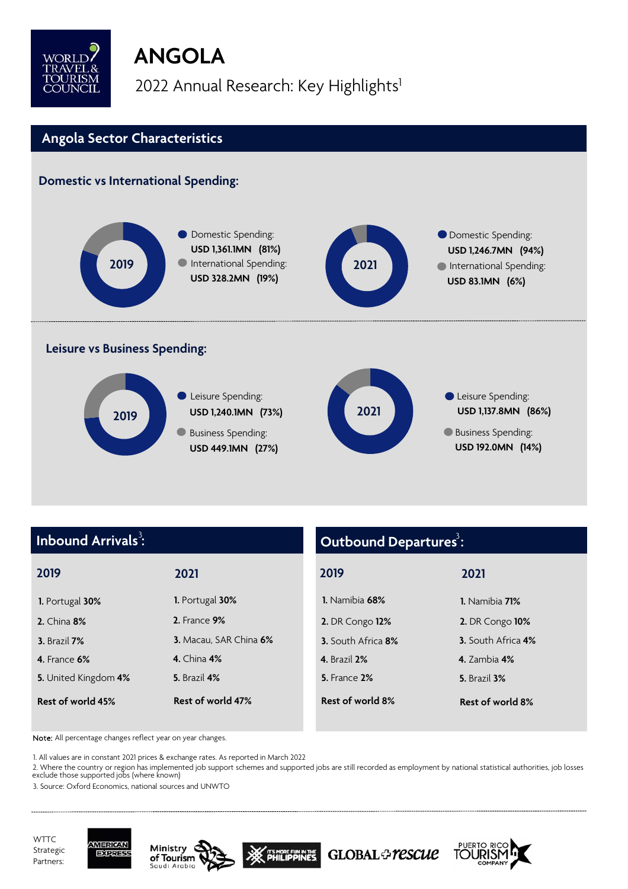# ANGOLA

2022 Annual Research: Key Highlights[1]

## Angola Sector Characteristics

### Domestic vs International Spending:

2019

- Domestic Spending: **USD 1,361.1MN (81%)**
- International Spending: **USD 328.2MN (19%)**

2021

- Domestic Spending: **USD 1,246.7MN (94%)**
- International Spending: **USD 83.1MN (6%)**

### Leisure vs Business Spending:

2019

- Leisure Spending: **USD 1,240.1MN (73%)**
- Business Spending: **USD 449.1MN (27%)**

2021

- Leisure Spending: **USD 1,137.8MN (86%)**
- Business Spending: **USD 192.0MN (14%)**

## Inbound Arrivals[3]:

| 2019 | 2021 |
|---|---|
| 1. Portugal **30%** | 1. Portugal **30%** |
| 2. China **8%** | 2. France **9%** |
| 3. Brazil **7%** | 3. Macau, SAR China **6%** |
| 4. France **6%** | 4. China **4%** |
| 5. United Kingdom **4%** | 5. Brazil **4%** |
| **Rest of world 45%** | **Rest of world 47%** |

## Outbound Departures[3]:

| 2019 | 2021 |
|---|---|
| 1. Namibia **68%** | 1. Namibia **71%** |
| 2. DR Congo **12%** | 2. DR Congo **10%** |
| 3. South Africa **8%** | 3. South Africa **4%** |
| 4. Brazil **2%** | 4. Zambia **4%** |
| 5. France **2%** | 5. Brazil **3%** |
| **Rest of world 8%** | **Rest of world 8%** |

Note: All percentage changes reflect year on year changes.

1. All values are in constant 2021 prices & exchange rates. As reported in March 2022
2. Where the country or region has implemented job support schemes and supported jobs are still recorded as employment by national statistical authorities, job losses exclude those supported jobs (where known)
3. Source: Oxford Economics, national sources and UNWTO

WTTC Strategic Partners: